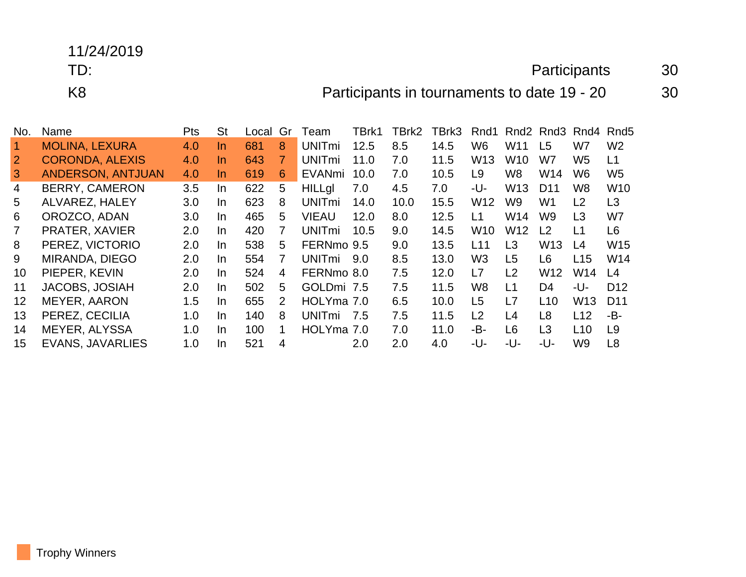11/24/2019

TD:

K8

Participants 30

Participants in tournaments to date 19 - 20 30

| No. | Name | Pts | St | Local | Gr | Team | TBrk1 | TBrk2 | TBrk3 | Rnd1 | Rnd2 | Rnd3 | Rnd4 | Rnd5 |
|---|---|---|---|---|---|---|---|---|---|---|---|---|---|---|
| 1 | MOLINA, LEXURA | 4.0 | In | 681 | 8 | UNITmi | 12.5 | 8.5 | 14.5 | W6 | W11 | L5 | W7 | W2 |
| 2 | CORONDA, ALEXIS | 4.0 | In | 643 | 7 | UNITmi | 11.0 | 7.0 | 11.5 | W13 | W10 | W7 | W5 | L1 |
| 3 | ANDERSON, ANTJUAN | 4.0 | In | 619 | 6 | EVANmi | 10.0 | 7.0 | 10.5 | L9 | W8 | W14 | W6 | W5 |
| 4 | BERRY, CAMERON | 3.5 | In | 622 | 5 | HILLgl | 7.0 | 4.5 | 7.0 | -U- | W13 | D11 | W8 | W10 |
| 5 | ALVAREZ, HALEY | 3.0 | In | 623 | 8 | UNITmi | 14.0 | 10.0 | 15.5 | W12 | W9 | W1 | L2 | L3 |
| 6 | OROZCO, ADAN | 3.0 | In | 465 | 5 | VIEAU | 12.0 | 8.0 | 12.5 | L1 | W14 | W9 | L3 | W7 |
| 7 | PRATER, XAVIER | 2.0 | In | 420 | 7 | UNITmi | 10.5 | 9.0 | 14.5 | W10 | W12 | L2 | L1 | L6 |
| 8 | PEREZ, VICTORIO | 2.0 | In | 538 | 5 | FERNmo | 9.5 | 9.0 | 13.5 | L11 | L3 | W13 | L4 | W15 |
| 9 | MIRANDA, DIEGO | 2.0 | In | 554 | 7 | UNITmi | 9.0 | 8.5 | 13.0 | W3 | L5 | L6 | L15 | W14 |
| 10 | PIEPER, KEVIN | 2.0 | In | 524 | 4 | FERNmo | 8.0 | 7.5 | 12.0 | L7 | L2 | W12 | W14 | L4 |
| 11 | JACOBS, JOSIAH | 2.0 | In | 502 | 5 | GOLDmi | 7.5 | 7.5 | 11.5 | W8 | L1 | D4 | -U- | D12 |
| 12 | MEYER, AARON | 1.5 | In | 655 | 2 | HOLYma | 7.0 | 6.5 | 10.0 | L5 | L7 | L10 | W13 | D11 |
| 13 | PEREZ, CECILIA | 1.0 | In | 140 | 8 | UNITmi | 7.5 | 7.5 | 11.5 | L2 | L4 | L8 | L12 | -B- |
| 14 | MEYER, ALYSSA | 1.0 | In | 100 | 1 | HOLYma | 7.0 | 7.0 | 11.0 | -B- | L6 | L3 | L10 | L9 |
| 15 | EVANS, JAVARLIES | 1.0 | In | 521 | 4 |  | 2.0 | 2.0 | 4.0 | -U- | -U- | -U- | W9 | L8 |

Trophy Winners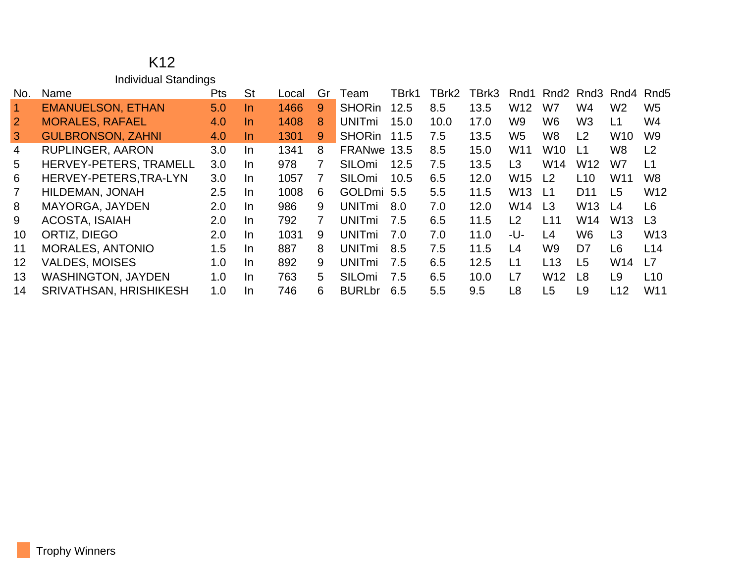# K12

## Individual Standings

| No. | Name | Pts | St | Local | Gr | Team | TBrk1 | TBrk2 | TBrk3 | Rnd1 | Rnd2 | Rnd3 | Rnd4 | Rnd5 |
|---|---|---|---|---|---|---|---|---|---|---|---|---|---|---|
| 1 | EMANUELSON, ETHAN | 5.0 | In | 1466 | 9 | SHORin | 12.5 | 8.5 | 13.5 | W12 | W7 | W4 | W2 | W5 |
| 2 | MORALES, RAFAEL | 4.0 | In | 1408 | 8 | UNITmi | 15.0 | 10.0 | 17.0 | W9 | W6 | W3 | L1 | W4 |
| 3 | GULBRONSON, ZAHNI | 4.0 | In | 1301 | 9 | SHORin | 11.5 | 7.5 | 13.5 | W5 | W8 | L2 | W10 | W9 |
| 4 | RUPLINGER, AARON | 3.0 | In | 1341 | 8 | FRANwe | 13.5 | 8.5 | 15.0 | W11 | W10 | L1 | W8 | L2 |
| 5 | HERVEY-PETERS, TRAMELL | 3.0 | In | 978 | 7 | SILOmi | 12.5 | 7.5 | 13.5 | L3 | W14 | W12 | W7 | L1 |
| 6 | HERVEY-PETERS,TRA-LYN | 3.0 | In | 1057 | 7 | SILOmi | 10.5 | 6.5 | 12.0 | W15 | L2 | L10 | W11 | W8 |
| 7 | HILDEMAN, JONAH | 2.5 | In | 1008 | 6 | GOLDmi | 5.5 | 5.5 | 11.5 | W13 | L1 | D11 | L5 | W12 |
| 8 | MAYORGA, JAYDEN | 2.0 | In | 986 | 9 | UNITmi | 8.0 | 7.0 | 12.0 | W14 | L3 | W13 | L4 | L6 |
| 9 | ACOSTA, ISAIAH | 2.0 | In | 792 | 7 | UNITmi | 7.5 | 6.5 | 11.5 | L2 | L11 | W14 | W13 | L3 |
| 10 | ORTIZ, DIEGO | 2.0 | In | 1031 | 9 | UNITmi | 7.0 | 7.0 | 11.0 | -U- | L4 | W6 | L3 | W13 |
| 11 | MORALES, ANTONIO | 1.5 | In | 887 | 8 | UNITmi | 8.5 | 7.5 | 11.5 | L4 | W9 | D7 | L6 | L14 |
| 12 | VALDES, MOISES | 1.0 | In | 892 | 9 | UNITmi | 7.5 | 6.5 | 12.5 | L1 | L13 | L5 | W14 | L7 |
| 13 | WASHINGTON, JAYDEN | 1.0 | In | 763 | 5 | SILOmi | 7.5 | 6.5 | 10.0 | L7 | W12 | L8 | L9 | L10 |
| 14 | SRIVATHSAN, HRISHIKESH | 1.0 | In | 746 | 6 | BURLbr | 6.5 | 5.5 | 9.5 | L8 | L5 | L9 | L12 | W11 |

Trophy Winners (highlighted: rows 1–3)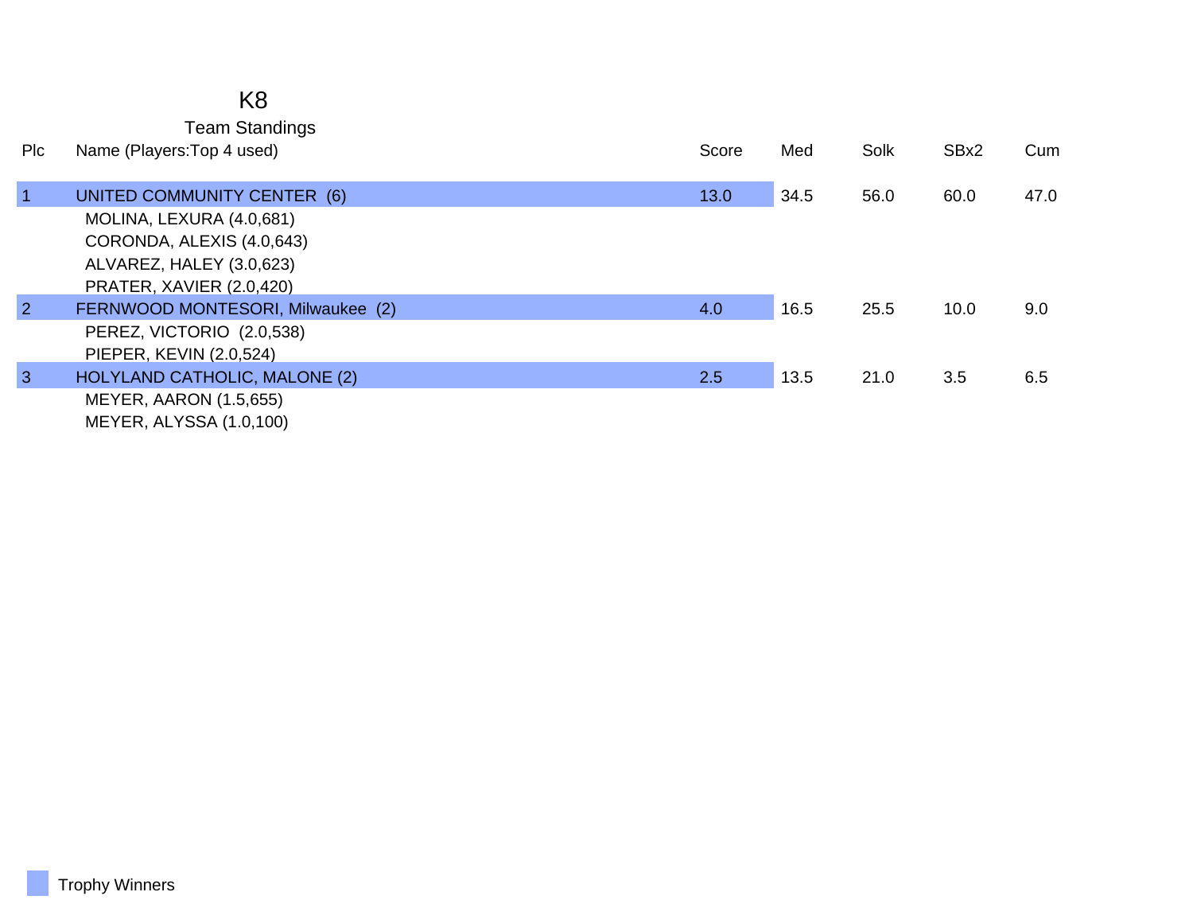# K8

## Team Standings

| Plc | Name (Players:Top 4 used) | Score | Med | Solk | SBx2 | Cum |
|---|---|---|---|---|---|---|
| 1 | UNITED COMMUNITY CENTER (6) | 13.0 | 34.5 | 56.0 | 60.0 | 47.0 |
| | MOLINA, LEXURA (4.0,681) | | | | | |
| | CORONDA, ALEXIS (4.0,643) | | | | | |
| | ALVAREZ, HALEY (3.0,623) | | | | | |
| | PRATER, XAVIER (2.0,420) | | | | | |
| 2 | FERNWOOD MONTESORI, Milwaukee (2) | 4.0 | 16.5 | 25.5 | 10.0 | 9.0 |
| | PEREZ, VICTORIO (2.0,538) | | | | | |
| | PIEPER, KEVIN (2.0,524) | | | | | |
| 3 | HOLYLAND CATHOLIC, MALONE (2) | 2.5 | 13.5 | 21.0 | 3.5 | 6.5 |
| | MEYER, AARON (1.5,655) | | | | | |
| | MEYER, ALYSSA (1.0,100) | | | | | |

Trophy Winners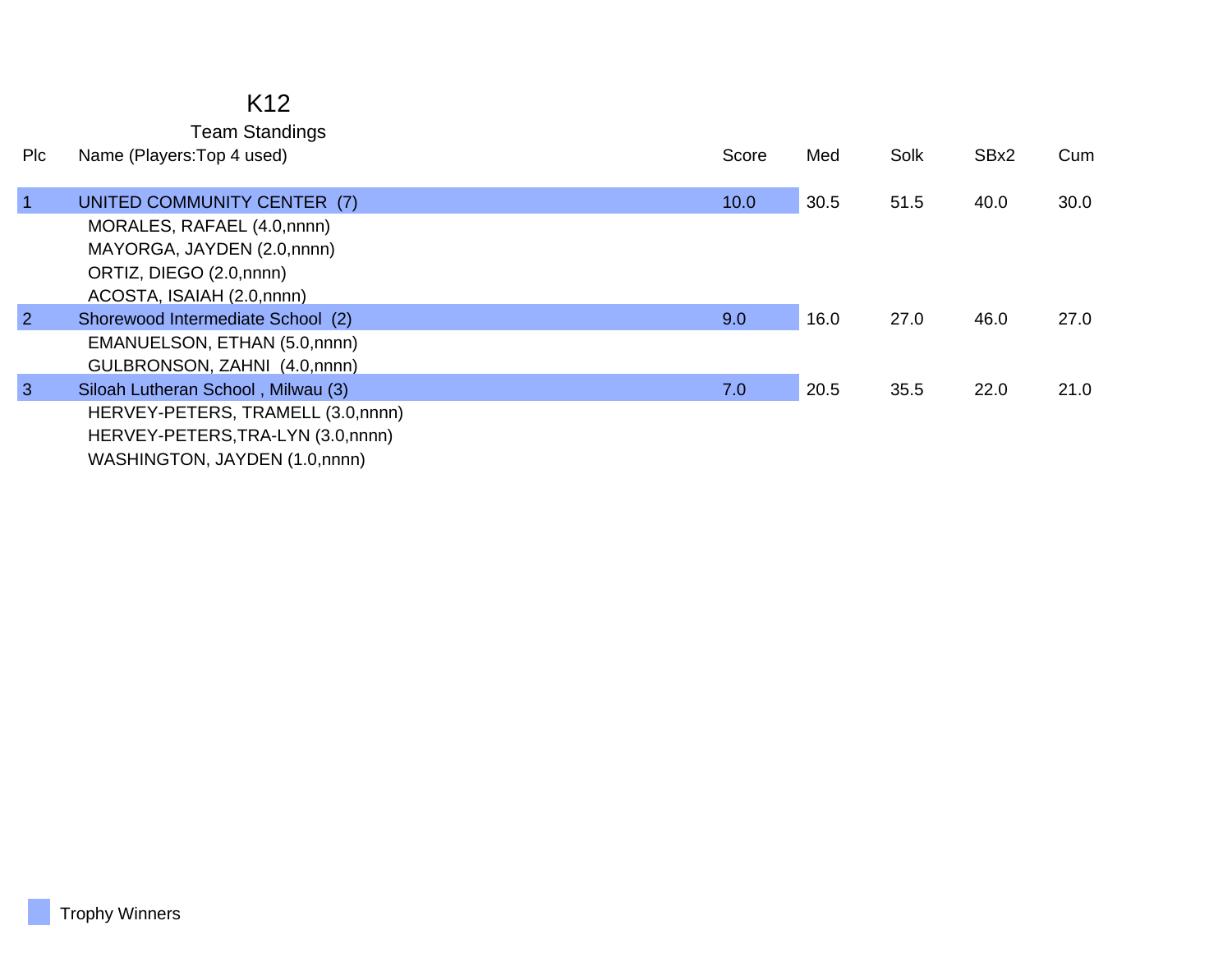# K12

## Team Standings

| Plc | Name (Players:Top 4 used) | Score | Med | Solk | SBx2 | Cum |
|---|---|---|---|---|---|---|
| 1 | UNITED COMMUNITY CENTER (7) | 10.0 | 30.5 | 51.5 | 40.0 | 30.0 |
| | MORALES, RAFAEL (4.0,nnnn) | | | | | |
| | MAYORGA, JAYDEN (2.0,nnnn) | | | | | |
| | ORTIZ, DIEGO (2.0,nnnn) | | | | | |
| | ACOSTA, ISAIAH (2.0,nnnn) | | | | | |
| 2 | Shorewood Intermediate School (2) | 9.0 | 16.0 | 27.0 | 46.0 | 27.0 |
| | EMANUELSON, ETHAN (5.0,nnnn) | | | | | |
| | GULBRONSON, ZAHNI (4.0,nnnn) | | | | | |
| 3 | Siloah Lutheran School , Milwau (3) | 7.0 | 20.5 | 35.5 | 22.0 | 21.0 |
| | HERVEY-PETERS, TRAMELL (3.0,nnnn) | | | | | |
| | HERVEY-PETERS,TRA-LYN (3.0,nnnn) | | | | | |
| | WASHINGTON, JAYDEN (1.0,nnnn) | | | | | |

Trophy Winners